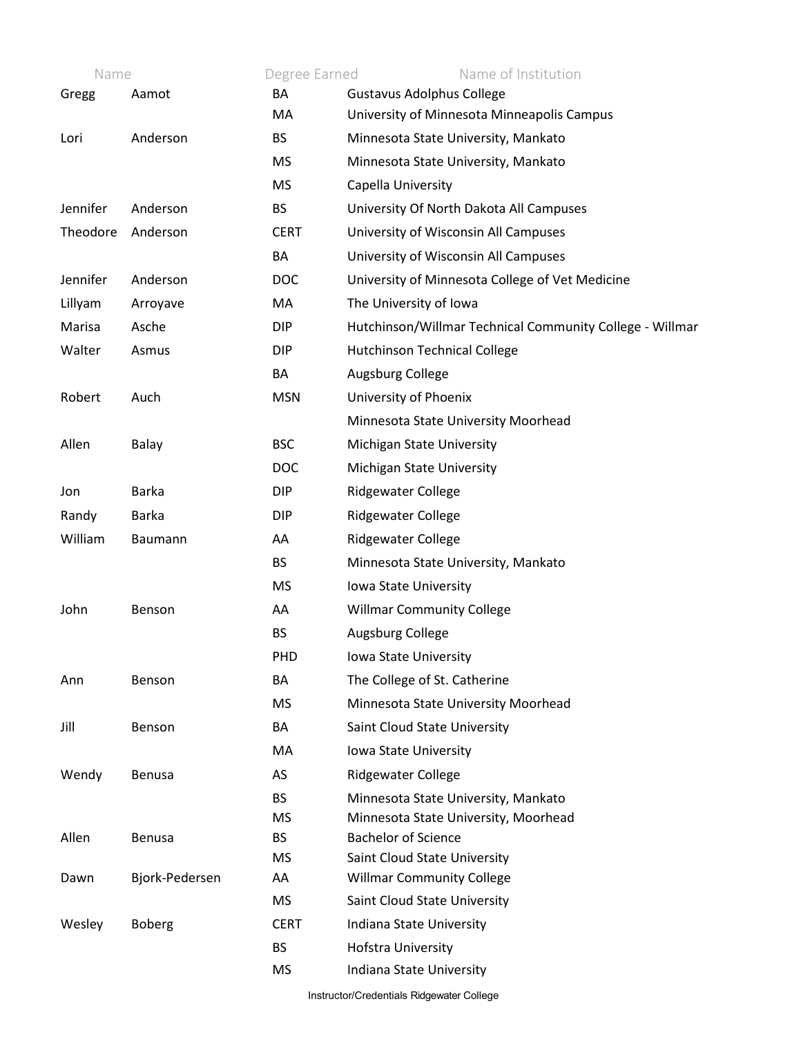| Name | | Degree Earned | Name of Institution |
|---|---|---|---|
| Gregg | Aamot | BA | Gustavus Adolphus College |
| | | MA | University of Minnesota Minneapolis Campus |
| Lori | Anderson | BS | Minnesota State University, Mankato |
| | | MS | Minnesota State University, Mankato |
| | | MS | Capella University |
| Jennifer | Anderson | BS | University Of North Dakota All Campuses |
| Theodore | Anderson | CERT | University of Wisconsin All Campuses |
| | | BA | University of Wisconsin All Campuses |
| Jennifer | Anderson | DOC | University of Minnesota College of Vet Medicine |
| Lillyam | Arroyave | MA | The University of Iowa |
| Marisa | Asche | DIP | Hutchinson/Willmar Technical Community College - Willmar |
| Walter | Asmus | DIP | Hutchinson Technical College |
| | | BA | Augsburg College |
| Robert | Auch | MSN | University of Phoenix |
| | | | Minnesota State University Moorhead |
| Allen | Balay | BSC | Michigan State University |
| | | DOC | Michigan State University |
| Jon | Barka | DIP | Ridgewater College |
| Randy | Barka | DIP | Ridgewater College |
| William | Baumann | AA | Ridgewater College |
| | | BS | Minnesota State University, Mankato |
| | | MS | Iowa State University |
| John | Benson | AA | Willmar Community College |
| | | BS | Augsburg College |
| | | PHD | Iowa State University |
| Ann | Benson | BA | The College of St. Catherine |
| | | MS | Minnesota State University Moorhead |
| Jill | Benson | BA | Saint Cloud State University |
| | | MA | Iowa State University |
| Wendy | Benusa | AS | Ridgewater College |
| | | BS | Minnesota State University, Mankato |
| | | MS | Minnesota State University, Moorhead |
| Allen | Benusa | BS | Bachelor of Science |
| | | MS | Saint Cloud State University |
| Dawn | Bjork-Pedersen | AA | Willmar Community College |
| | | MS | Saint Cloud State University |
| Wesley | Boberg | CERT | Indiana State University |
| | | BS | Hofstra University |
| | | MS | Indiana State University |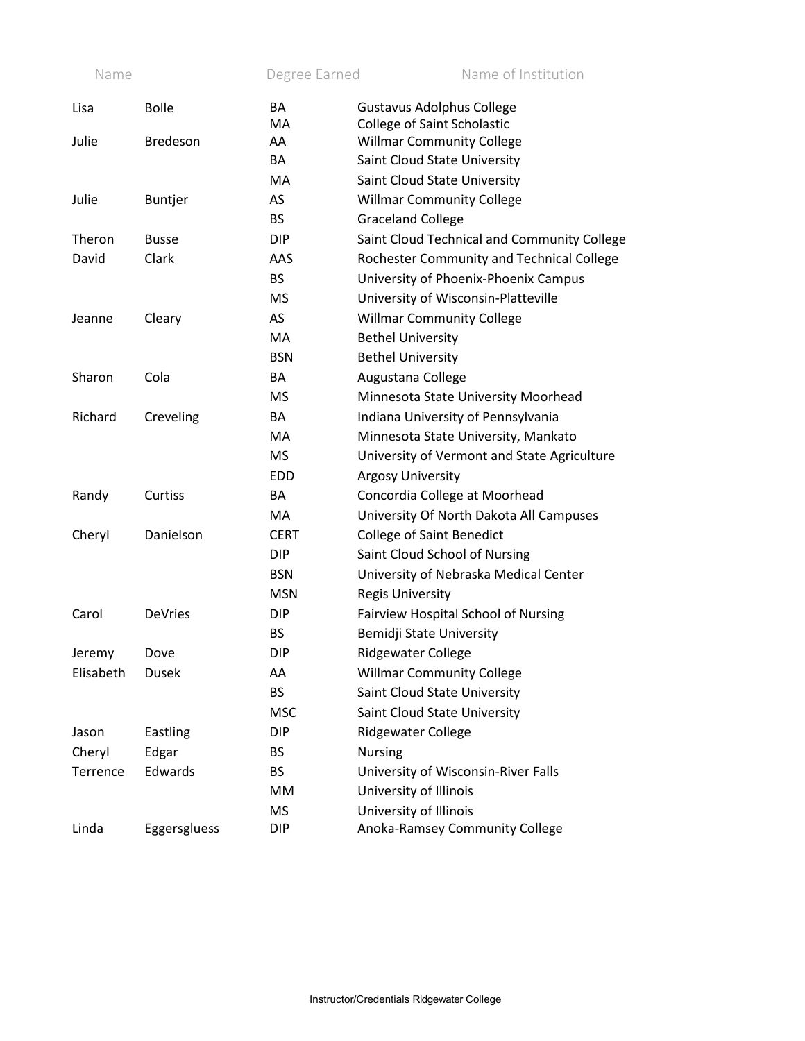| Name | | Degree Earned | Name of Institution |
|---|---|---|---|
| Lisa | Bolle | BA | Gustavus Adolphus College |
| | | MA | College of Saint Scholastic |
| Julie | Bredeson | AA | Willmar Community College |
| | | BA | Saint Cloud State University |
| | | MA | Saint Cloud State University |
| Julie | Buntjer | AS | Willmar Community College |
| | | BS | Graceland College |
| Theron | Busse | DIP | Saint Cloud Technical and Community College |
| David | Clark | AAS | Rochester Community and Technical College |
| | | BS | University of Phoenix-Phoenix Campus |
| | | MS | University of Wisconsin-Platteville |
| Jeanne | Cleary | AS | Willmar Community College |
| | | MA | Bethel University |
| | | BSN | Bethel University |
| Sharon | Cola | BA | Augustana College |
| | | MS | Minnesota State University Moorhead |
| Richard | Creveling | BA | Indiana University of Pennsylvania |
| | | MA | Minnesota State University, Mankato |
| | | MS | University of Vermont and State Agriculture |
| | | EDD | Argosy University |
| Randy | Curtiss | BA | Concordia College at Moorhead |
| | | MA | University Of North Dakota All Campuses |
| Cheryl | Danielson | CERT | College of Saint Benedict |
| | | DIP | Saint Cloud School of Nursing |
| | | BSN | University of Nebraska Medical Center |
| | | MSN | Regis University |
| Carol | DeVries | DIP | Fairview Hospital School of Nursing |
| | | BS | Bemidji State University |
| Jeremy | Dove | DIP | Ridgewater College |
| Elisabeth | Dusek | AA | Willmar Community College |
| | | BS | Saint Cloud State University |
| | | MSC | Saint Cloud State University |
| Jason | Eastling | DIP | Ridgewater College |
| Cheryl | Edgar | BS | Nursing |
| Terrence | Edwards | BS | University of Wisconsin-River Falls |
| | | MM | University of Illinois |
| | | MS | University of Illinois |
| Linda | Eggersgluess | DIP | Anoka-Ramsey Community College |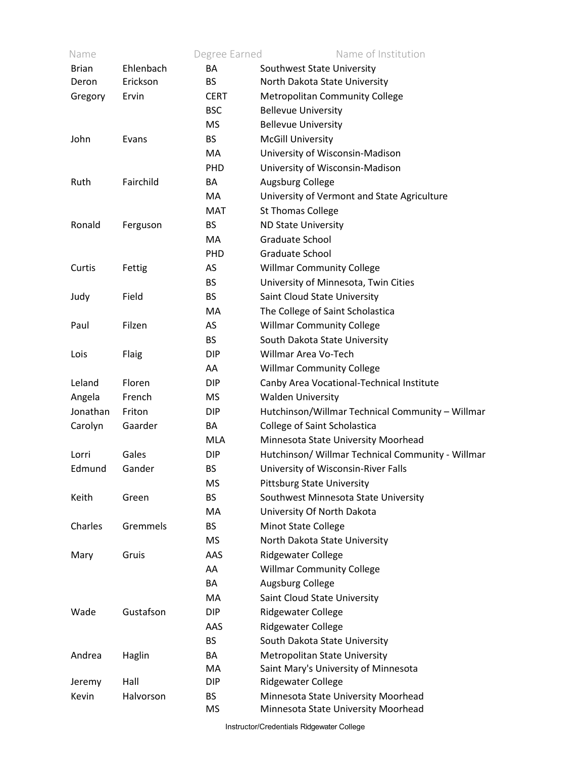| Name | | Degree Earned | Name of Institution |
|---|---|---|---|
| Brian | Ehlenbach | BA | Southwest State University |
| Deron | Erickson | BS | North Dakota State University |
| Gregory | Ervin | CERT | Metropolitan Community College |
| | | BSC | Bellevue University |
| | | MS | Bellevue University |
| John | Evans | BS | McGill University |
| | | MA | University of Wisconsin-Madison |
| | | PHD | University of Wisconsin-Madison |
| Ruth | Fairchild | BA | Augsburg College |
| | | MA | University of Vermont and State Agriculture |
| | | MAT | St Thomas College |
| Ronald | Ferguson | BS | ND State University |
| | | MA | Graduate School |
| | | PHD | Graduate School |
| Curtis | Fettig | AS | Willmar Community College |
| | | BS | University of Minnesota, Twin Cities |
| Judy | Field | BS | Saint Cloud State University |
| | | MA | The College of Saint Scholastica |
| Paul | Filzen | AS | Willmar Community College |
| | | BS | South Dakota State University |
| Lois | Flaig | DIP | Willmar Area Vo-Tech |
| | | AA | Willmar Community College |
| Leland | Floren | DIP | Canby Area Vocational-Technical Institute |
| Angela | French | MS | Walden University |
| Jonathan | Friton | DIP | Hutchinson/Willmar Technical Community – Willmar |
| Carolyn | Gaarder | BA | College of Saint Scholastica |
| | | MLA | Minnesota State University Moorhead |
| Lorri | Gales | DIP | Hutchinson/ Willmar Technical Community - Willmar |
| Edmund | Gander | BS | University of Wisconsin-River Falls |
| | | MS | Pittsburg State University |
| Keith | Green | BS | Southwest Minnesota State University |
| | | MA | University Of North Dakota |
| Charles | Gremmels | BS | Minot State College |
| | | MS | North Dakota State University |
| Mary | Gruis | AAS | Ridgewater College |
| | | AA | Willmar Community College |
| | | BA | Augsburg College |
| | | MA | Saint Cloud State University |
| Wade | Gustafson | DIP | Ridgewater College |
| | | AAS | Ridgewater College |
| | | BS | South Dakota State University |
| Andrea | Haglin | BA | Metropolitan State University |
| | | MA | Saint Mary's University of Minnesota |
| Jeremy | Hall | DIP | Ridgewater College |
| Kevin | Halvorson | BS | Minnesota State University Moorhead |
| | | MS | Minnesota State University Moorhead |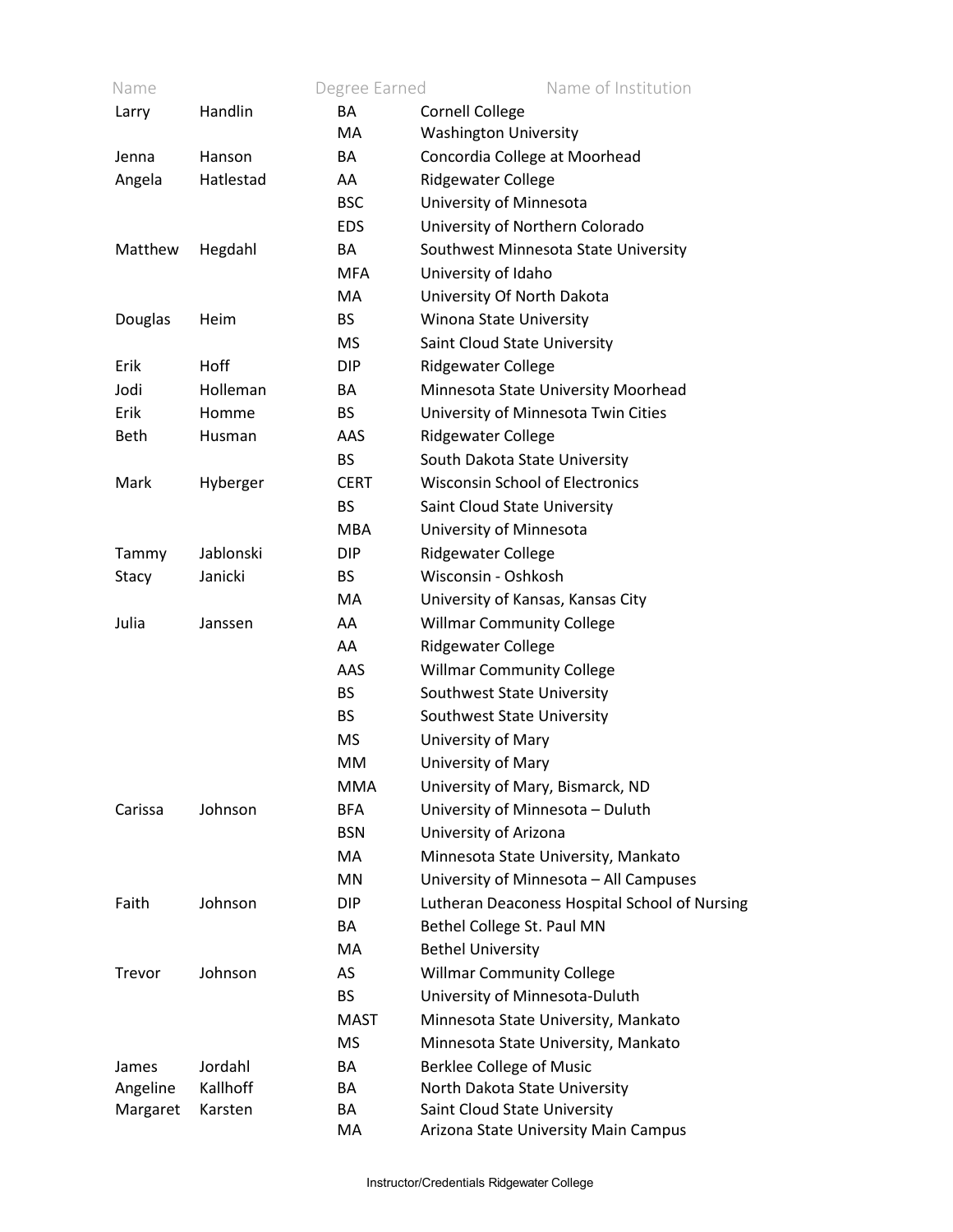| Name | | Degree Earned | Name of Institution |
|---|---|---|---|
| Larry | Handlin | BA | Cornell College |
| | | MA | Washington University |
| Jenna | Hanson | BA | Concordia College at Moorhead |
| Angela | Hatlestad | AA | Ridgewater College |
| | | BSC | University of Minnesota |
| | | EDS | University of Northern Colorado |
| Matthew | Hegdahl | BA | Southwest Minnesota State University |
| | | MFA | University of Idaho |
| | | MA | University Of North Dakota |
| Douglas | Heim | BS | Winona State University |
| | | MS | Saint Cloud State University |
| Erik | Hoff | DIP | Ridgewater College |
| Jodi | Holleman | BA | Minnesota State University Moorhead |
| Erik | Homme | BS | University of Minnesota Twin Cities |
| Beth | Husman | AAS | Ridgewater College |
| | | BS | South Dakota State University |
| Mark | Hyberger | CERT | Wisconsin School of Electronics |
| | | BS | Saint Cloud State University |
| | | MBA | University of Minnesota |
| Tammy | Jablonski | DIP | Ridgewater College |
| Stacy | Janicki | BS | Wisconsin - Oshkosh |
| | | MA | University of Kansas, Kansas City |
| Julia | Janssen | AA | Willmar Community College |
| | | AA | Ridgewater College |
| | | AAS | Willmar Community College |
| | | BS | Southwest State University |
| | | BS | Southwest State University |
| | | MS | University of Mary |
| | | MM | University of Mary |
| | | MMA | University of Mary, Bismarck, ND |
| Carissa | Johnson | BFA | University of Minnesota – Duluth |
| | | BSN | University of Arizona |
| | | MA | Minnesota State University, Mankato |
| | | MN | University of Minnesota – All Campuses |
| Faith | Johnson | DIP | Lutheran Deaconess Hospital School of Nursing |
| | | BA | Bethel College St. Paul MN |
| | | MA | Bethel University |
| Trevor | Johnson | AS | Willmar Community College |
| | | BS | University of Minnesota-Duluth |
| | | MAST | Minnesota State University, Mankato |
| | | MS | Minnesota State University, Mankato |
| James | Jordahl | BA | Berklee College of Music |
| Angeline | Kallhoff | BA | North Dakota State University |
| Margaret | Karsten | BA | Saint Cloud State University |
| | | MA | Arizona State University Main Campus |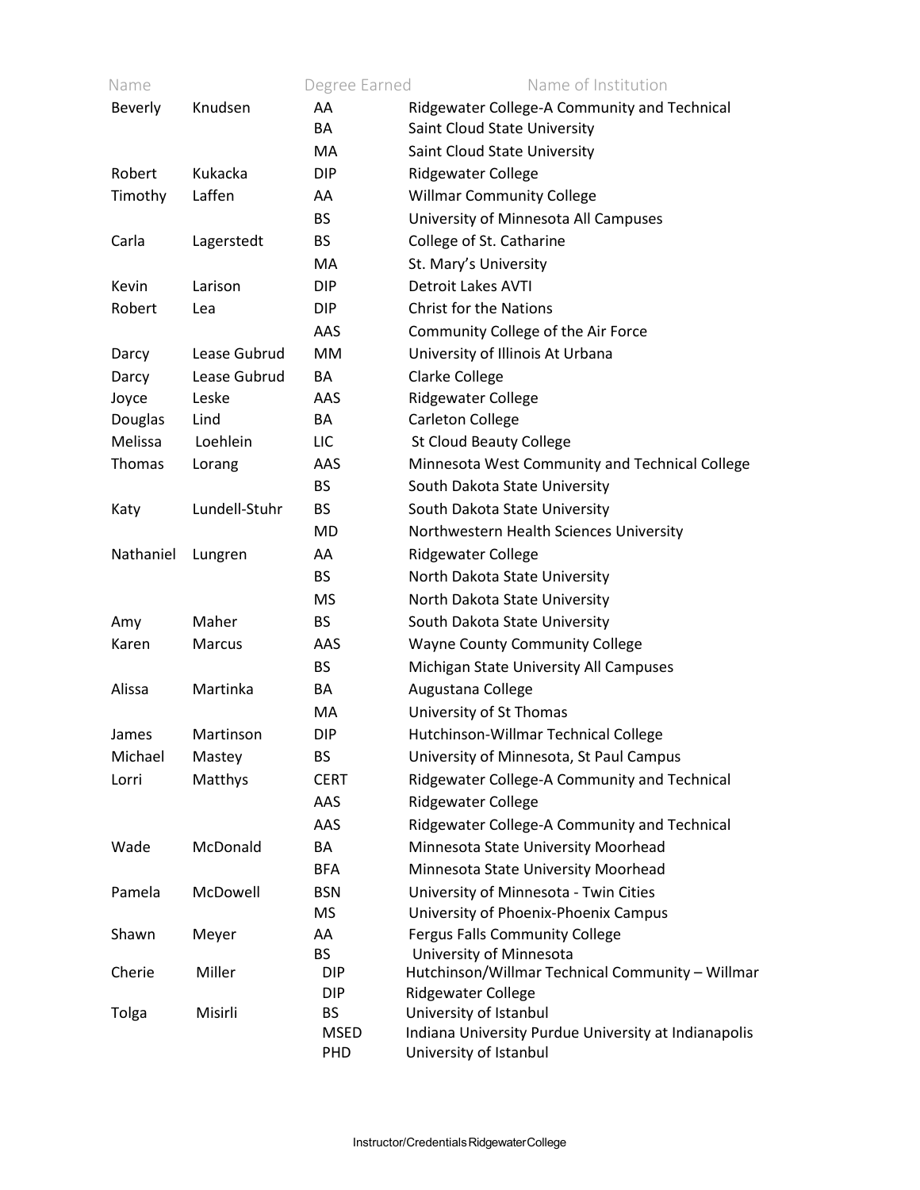| Name | | Degree Earned | Name of Institution |
|---|---|---|---|
| Beverly | Knudsen | AA | Ridgewater College-A Community and Technical |
| | | BA | Saint Cloud State University |
| | | MA | Saint Cloud State University |
| Robert | Kukacka | DIP | Ridgewater College |
| Timothy | Laffen | AA | Willmar Community College |
| | | BS | University of Minnesota All Campuses |
| Carla | Lagerstedt | BS | College of St. Catharine |
| | | MA | St. Mary's University |
| Kevin | Larison | DIP | Detroit Lakes AVTI |
| Robert | Lea | DIP | Christ for the Nations |
| | | AAS | Community College of the Air Force |
| Darcy | Lease Gubrud | MM | University of Illinois At Urbana |
| Darcy | Lease Gubrud | BA | Clarke College |
| Joyce | Leske | AAS | Ridgewater College |
| Douglas | Lind | BA | Carleton College |
| Melissa | Loehlein | LIC | St Cloud Beauty College |
| Thomas | Lorang | AAS | Minnesota West Community and Technical College |
| | | BS | South Dakota State University |
| Katy | Lundell-Stuhr | BS | South Dakota State University |
| | | MD | Northwestern Health Sciences University |
| Nathaniel | Lungren | AA | Ridgewater College |
| | | BS | North Dakota State University |
| | | MS | North Dakota State University |
| Amy | Maher | BS | South Dakota State University |
| Karen | Marcus | AAS | Wayne County Community College |
| | | BS | Michigan State University All Campuses |
| Alissa | Martinka | BA | Augustana College |
| | | MA | University of St Thomas |
| James | Martinson | DIP | Hutchinson-Willmar Technical College |
| Michael | Mastey | BS | University of Minnesota, St Paul Campus |
| Lorri | Matthys | CERT | Ridgewater College-A Community and Technical |
| | | AAS | Ridgewater College |
| | | AAS | Ridgewater College-A Community and Technical |
| Wade | McDonald | BA | Minnesota State University Moorhead |
| | | BFA | Minnesota State University Moorhead |
| Pamela | McDowell | BSN | University of Minnesota - Twin Cities |
| | | MS | University of Phoenix-Phoenix Campus |
| Shawn | Meyer | AA | Fergus Falls Community College |
| | | BS | University of Minnesota |
| Cherie | Miller | DIP | Hutchinson/Willmar Technical Community – Willmar |
| | | DIP | Ridgewater College |
| Tolga | Misirli | BS | University of Istanbul |
| | | MSED | Indiana University Purdue University at Indianapolis |
| | | PHD | University of Istanbul |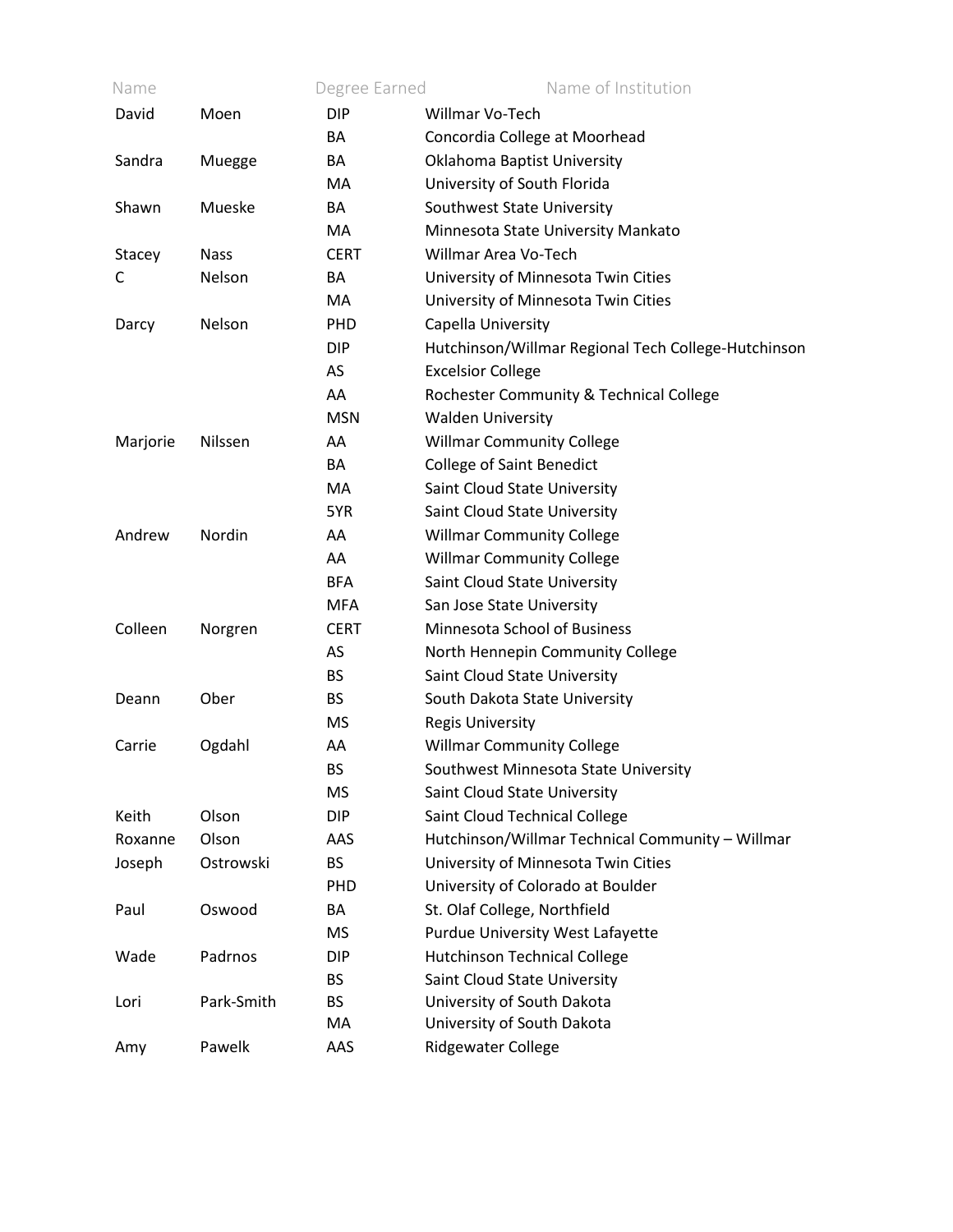| Name | | Degree Earned | Name of Institution |
|---|---|---|---|
| David | Moen | DIP | Willmar Vo-Tech |
| | | BA | Concordia College at Moorhead |
| Sandra | Muegge | BA | Oklahoma Baptist University |
| | | MA | University of South Florida |
| Shawn | Mueske | BA | Southwest State University |
| | | MA | Minnesota State University Mankato |
| Stacey | Nass | CERT | Willmar Area Vo-Tech |
| C | Nelson | BA | University of Minnesota Twin Cities |
| | | MA | University of Minnesota Twin Cities |
| Darcy | Nelson | PHD | Capella University |
| | | DIP | Hutchinson/Willmar Regional Tech College-Hutchinson |
| | | AS | Excelsior College |
| | | AA | Rochester Community & Technical College |
| | | MSN | Walden University |
| Marjorie | Nilssen | AA | Willmar Community College |
| | | BA | College of Saint Benedict |
| | | MA | Saint Cloud State University |
| | | 5YR | Saint Cloud State University |
| Andrew | Nordin | AA | Willmar Community College |
| | | AA | Willmar Community College |
| | | BFA | Saint Cloud State University |
| | | MFA | San Jose State University |
| Colleen | Norgren | CERT | Minnesota School of Business |
| | | AS | North Hennepin Community College |
| | | BS | Saint Cloud State University |
| Deann | Ober | BS | South Dakota State University |
| | | MS | Regis University |
| Carrie | Ogdahl | AA | Willmar Community College |
| | | BS | Southwest Minnesota State University |
| | | MS | Saint Cloud State University |
| Keith | Olson | DIP | Saint Cloud Technical College |
| Roxanne | Olson | AAS | Hutchinson/Willmar Technical Community – Willmar |
| Joseph | Ostrowski | BS | University of Minnesota Twin Cities |
| | | PHD | University of Colorado at Boulder |
| Paul | Oswood | BA | St. Olaf College, Northfield |
| | | MS | Purdue University West Lafayette |
| Wade | Padrnos | DIP | Hutchinson Technical College |
| | | BS | Saint Cloud State University |
| Lori | Park-Smith | BS | University of South Dakota |
| | | MA | University of South Dakota |
| Amy | Pawelk | AAS | Ridgewater College |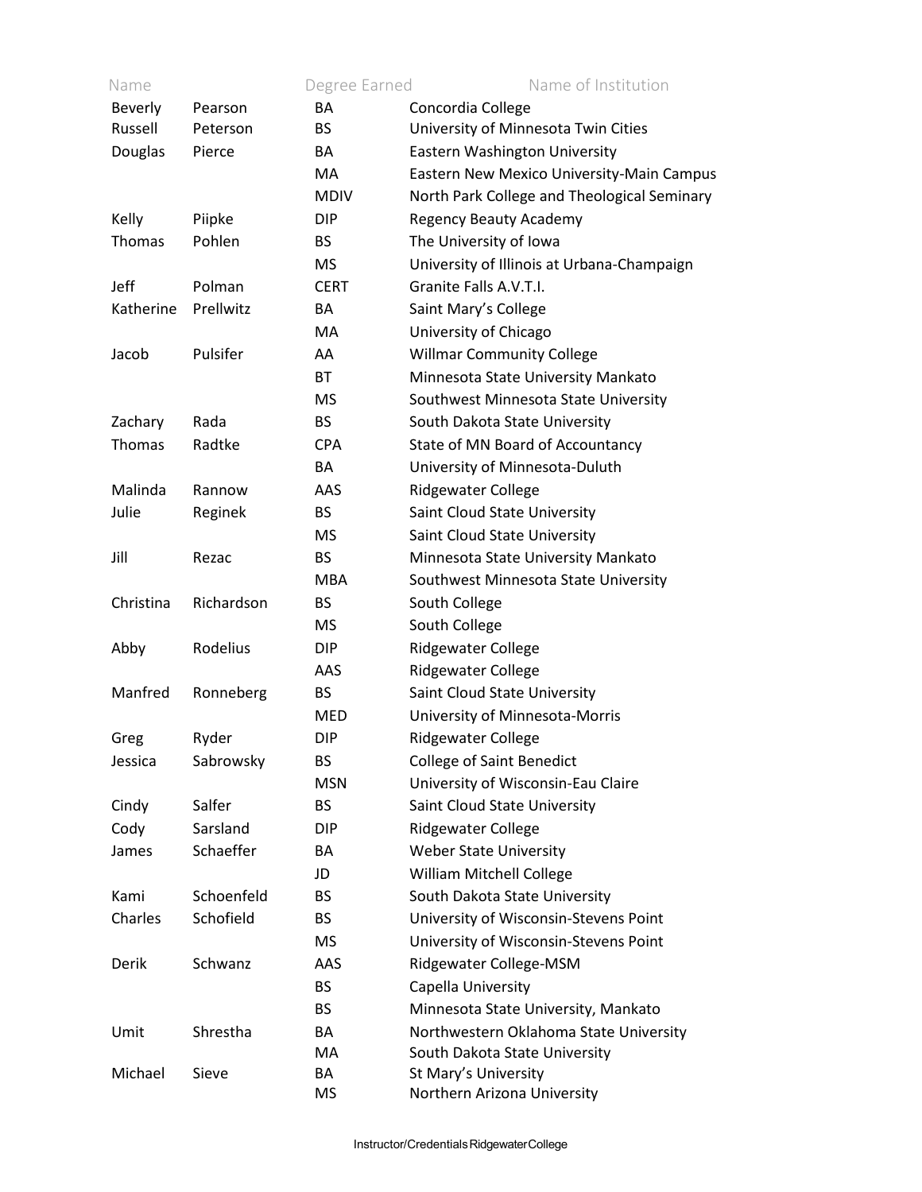| Name | | Degree Earned | Name of Institution |
|---|---|---|---|
| Beverly | Pearson | BA | Concordia College |
| Russell | Peterson | BS | University of Minnesota Twin Cities |
| Douglas | Pierce | BA | Eastern Washington University |
| | | MA | Eastern New Mexico University-Main Campus |
| | | MDIV | North Park College and Theological Seminary |
| Kelly | Piipke | DIP | Regency Beauty Academy |
| Thomas | Pohlen | BS | The University of Iowa |
| | | MS | University of Illinois at Urbana-Champaign |
| Jeff | Polman | CERT | Granite Falls A.V.T.I. |
| Katherine | Prellwitz | BA | Saint Mary's College |
| | | MA | University of Chicago |
| Jacob | Pulsifer | AA | Willmar Community College |
| | | BT | Minnesota State University Mankato |
| | | MS | Southwest Minnesota State University |
| Zachary | Rada | BS | South Dakota State University |
| Thomas | Radtke | CPA | State of MN Board of Accountancy |
| | | BA | University of Minnesota-Duluth |
| Malinda | Rannow | AAS | Ridgewater College |
| Julie | Reginek | BS | Saint Cloud State University |
| | | MS | Saint Cloud State University |
| Jill | Rezac | BS | Minnesota State University Mankato |
| | | MBA | Southwest Minnesota State University |
| Christina | Richardson | BS | South College |
| | | MS | South College |
| Abby | Rodelius | DIP | Ridgewater College |
| | | AAS | Ridgewater College |
| Manfred | Ronneberg | BS | Saint Cloud State University |
| | | MED | University of Minnesota-Morris |
| Greg | Ryder | DIP | Ridgewater College |
| Jessica | Sabrowsky | BS | College of Saint Benedict |
| | | MSN | University of Wisconsin-Eau Claire |
| Cindy | Salfer | BS | Saint Cloud State University |
| Cody | Sarsland | DIP | Ridgewater College |
| James | Schaeffer | BA | Weber State University |
| | | JD | William Mitchell College |
| Kami | Schoenfeld | BS | South Dakota State University |
| Charles | Schofield | BS | University of Wisconsin-Stevens Point |
| | | MS | University of Wisconsin-Stevens Point |
| Derik | Schwanz | AAS | Ridgewater College-MSM |
| | | BS | Capella University |
| | | BS | Minnesota State University, Mankato |
| Umit | Shrestha | BA | Northwestern Oklahoma State University |
| | | MA | South Dakota State University |
| Michael | Sieve | BA | St Mary's University |
| | | MS | Northern Arizona University |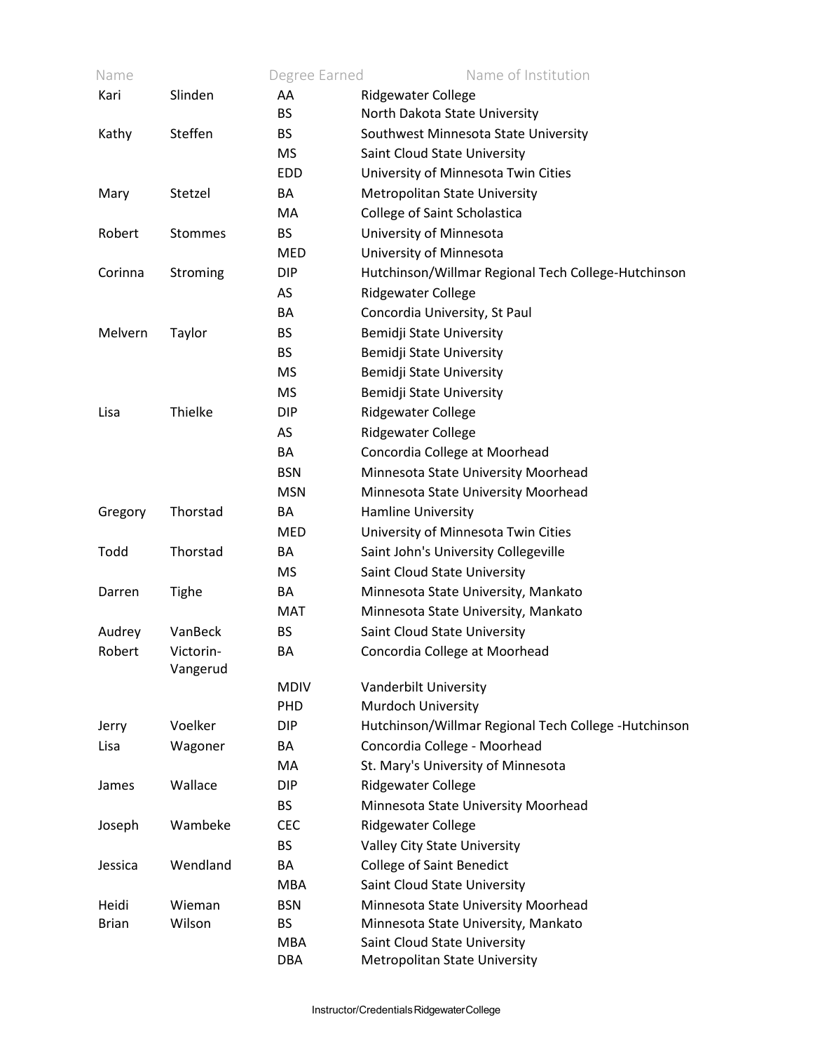| Name | | Degree Earned | Name of Institution |
|---|---|---|---|
| Kari | Slinden | AA | Ridgewater College |
| | | BS | North Dakota State University |
| Kathy | Steffen | BS | Southwest Minnesota State University |
| | | MS | Saint Cloud State University |
| | | EDD | University of Minnesota Twin Cities |
| Mary | Stetzel | BA | Metropolitan State University |
| | | MA | College of Saint Scholastica |
| Robert | Stommes | BS | University of Minnesota |
| | | MED | University of Minnesota |
| Corinna | Stroming | DIP | Hutchinson/Willmar Regional Tech College-Hutchinson |
| | | AS | Ridgewater College |
| | | BA | Concordia University, St Paul |
| Melvern | Taylor | BS | Bemidji State University |
| | | BS | Bemidji State University |
| | | MS | Bemidji State University |
| | | MS | Bemidji State University |
| Lisa | Thielke | DIP | Ridgewater College |
| | | AS | Ridgewater College |
| | | BA | Concordia College at Moorhead |
| | | BSN | Minnesota State University Moorhead |
| | | MSN | Minnesota State University Moorhead |
| Gregory | Thorstad | BA | Hamline University |
| | | MED | University of Minnesota Twin Cities |
| Todd | Thorstad | BA | Saint John's University Collegeville |
| | | MS | Saint Cloud State University |
| Darren | Tighe | BA | Minnesota State University, Mankato |
| | | MAT | Minnesota State University, Mankato |
| Audrey | VanBeck | BS | Saint Cloud State University |
| Robert | Victorin-Vangerud | BA | Concordia College at Moorhead |
| | | MDIV | Vanderbilt University |
| | | PHD | Murdoch University |
| Jerry | Voelker | DIP | Hutchinson/Willmar Regional Tech College -Hutchinson |
| Lisa | Wagoner | BA | Concordia College - Moorhead |
| | | MA | St. Mary's University of Minnesota |
| James | Wallace | DIP | Ridgewater College |
| | | BS | Minnesota State University Moorhead |
| Joseph | Wambeke | CEC | Ridgewater College |
| | | BS | Valley City State University |
| Jessica | Wendland | BA | College of Saint Benedict |
| | | MBA | Saint Cloud State University |
| Heidi | Wieman | BSN | Minnesota State University Moorhead |
| Brian | Wilson | BS | Minnesota State University, Mankato |
| | | MBA | Saint Cloud State University |
| | | DBA | Metropolitan State University |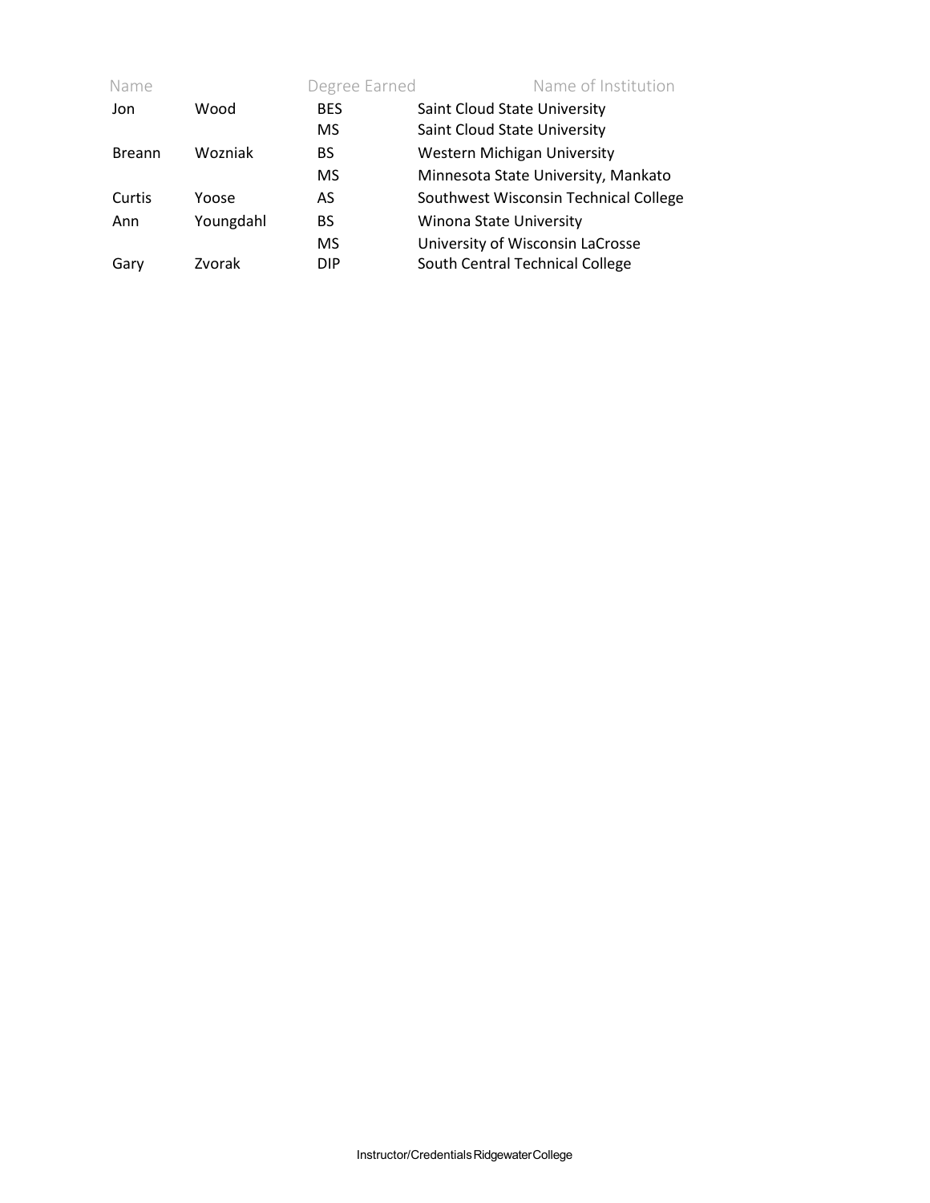| Name | | Degree Earned | Name of Institution |
|---|---|---|---|
| Jon | Wood | BES | Saint Cloud State University |
| | | MS | Saint Cloud State University |
| Breann | Wozniak | BS | Western Michigan University |
| | | MS | Minnesota State University, Mankato |
| Curtis | Yoose | AS | Southwest Wisconsin Technical College |
| Ann | Youngdahl | BS | Winona State University |
| | | MS | University of Wisconsin LaCrosse |
| Gary | Zvorak | DIP | South Central Technical College |